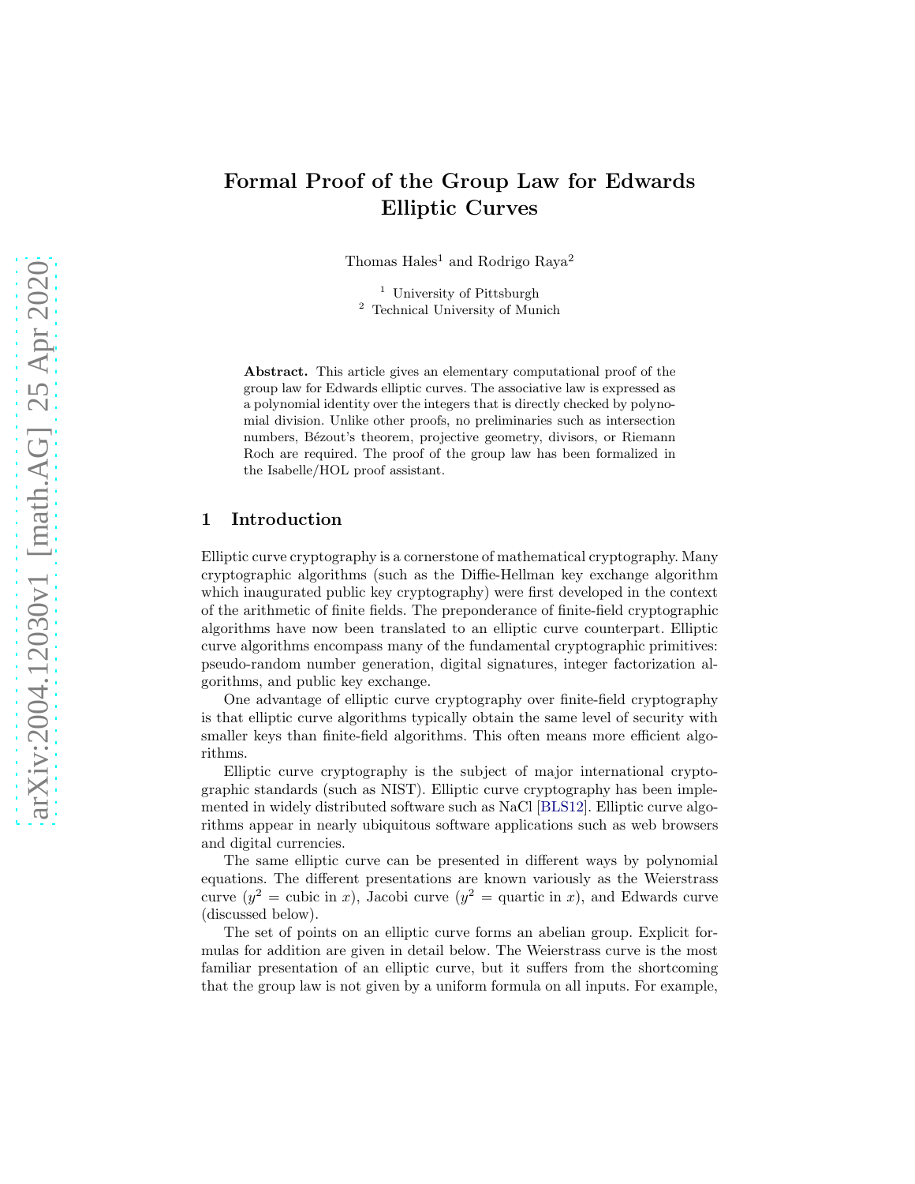# Formal Proof of the Group Law for Edwards Elliptic Curves

Thomas Hales[1] and Rodrigo Raya[2]

[1] University of Pittsburgh
[2] Technical University of Munich

**Abstract.** This article gives an elementary computational proof of the group law for Edwards elliptic curves. The associative law is expressed as a polynomial identity over the integers that is directly checked by polynomial division. Unlike other proofs, no preliminaries such as intersection numbers, Bézout's theorem, projective geometry, divisors, or Riemann Roch are required. The proof of the group law has been formalized in the Isabelle/HOL proof assistant.

## 1 Introduction

Elliptic curve cryptography is a cornerstone of mathematical cryptography. Many cryptographic algorithms (such as the Diffie-Hellman key exchange algorithm which inaugurated public key cryptography) were first developed in the context of the arithmetic of finite fields. The preponderance of finite-field cryptographic algorithms have now been translated to an elliptic curve counterpart. Elliptic curve algorithms encompass many of the fundamental cryptographic primitives: pseudo-random number generation, digital signatures, integer factorization algorithms, and public key exchange.

One advantage of elliptic curve cryptography over finite-field cryptography is that elliptic curve algorithms typically obtain the same level of security with smaller keys than finite-field algorithms. This often means more efficient algorithms.

Elliptic curve cryptography is the subject of major international cryptographic standards (such as NIST). Elliptic curve cryptography has been implemented in widely distributed software such as NaCl [BLS12]. Elliptic curve algorithms appear in nearly ubiquitous software applications such as web browsers and digital currencies.

The same elliptic curve can be presented in different ways by polynomial equations. The different presentations are known variously as the Weierstrass curve ($y^2$ = cubic in $x$), Jacobi curve ($y^2$ = quartic in $x$), and Edwards curve (discussed below).

The set of points on an elliptic curve forms an abelian group. Explicit formulas for addition are given in detail below. The Weierstrass curve is the most familiar presentation of an elliptic curve, but it suffers from the shortcoming that the group law is not given by a uniform formula on all inputs. For example,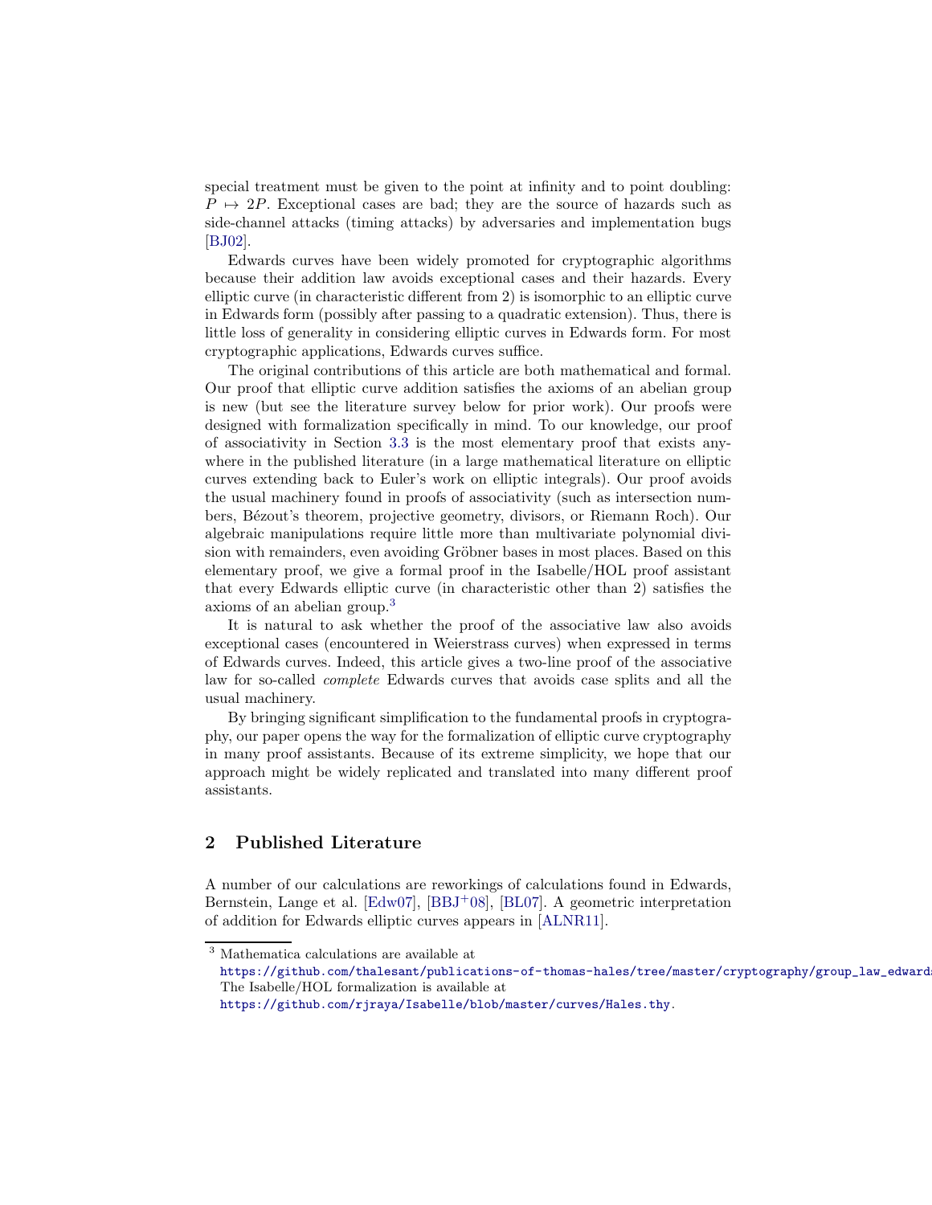special treatment must be given to the point at infinity and to point doubling: $P \mapsto 2P$. Exceptional cases are bad; they are the source of hazards such as side-channel attacks (timing attacks) by adversaries and implementation bugs [BJ02].

Edwards curves have been widely promoted for cryptographic algorithms because their addition law avoids exceptional cases and their hazards. Every elliptic curve (in characteristic different from 2) is isomorphic to an elliptic curve in Edwards form (possibly after passing to a quadratic extension). Thus, there is little loss of generality in considering elliptic curves in Edwards form. For most cryptographic applications, Edwards curves suffice.

The original contributions of this article are both mathematical and formal. Our proof that elliptic curve addition satisfies the axioms of an abelian group is new (but see the literature survey below for prior work). Our proofs were designed with formalization specifically in mind. To our knowledge, our proof of associativity in Section 3.3 is the most elementary proof that exists anywhere in the published literature (in a large mathematical literature on elliptic curves extending back to Euler's work on elliptic integrals). Our proof avoids the usual machinery found in proofs of associativity (such as intersection numbers, Bézout's theorem, projective geometry, divisors, or Riemann Roch). Our algebraic manipulations require little more than multivariate polynomial division with remainders, even avoiding Gröbner bases in most places. Based on this elementary proof, we give a formal proof in the Isabelle/HOL proof assistant that every Edwards elliptic curve (in characteristic other than 2) satisfies the axioms of an abelian group.[3]

It is natural to ask whether the proof of the associative law also avoids exceptional cases (encountered in Weierstrass curves) when expressed in terms of Edwards curves. Indeed, this article gives a two-line proof of the associative law for so-called *complete* Edwards curves that avoids case splits and all the usual machinery.

By bringing significant simplification to the fundamental proofs in cryptography, our paper opens the way for the formalization of elliptic curve cryptography in many proof assistants. Because of its extreme simplicity, we hope that our approach might be widely replicated and translated into many different proof assistants.

## 2 Published Literature

A number of our calculations are reworkings of calculations found in Edwards, Bernstein, Lange et al. [Edw07], [BBJ+08], [BL07]. A geometric interpretation of addition for Edwards elliptic curves appears in [ALNR11].

[3] Mathematica calculations are available at https://github.com/thalesant/publications-of-thomas-hales/tree/master/cryptography/group_law_edwards
The Isabelle/HOL formalization is available at https://github.com/rjraya/Isabelle/blob/master/curves/Hales.thy.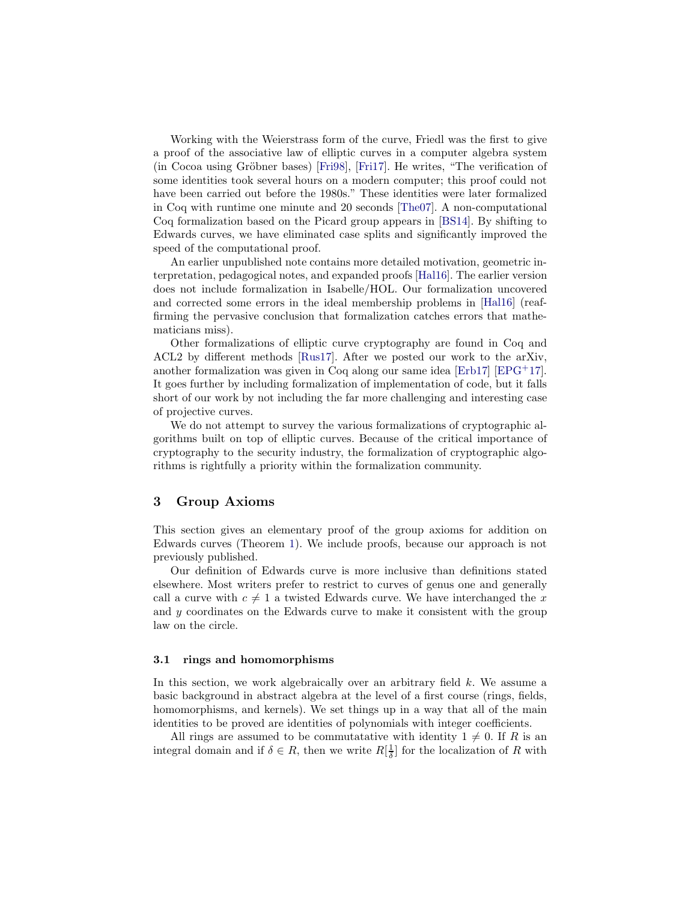Working with the Weierstrass form of the curve, Friedl was the first to give a proof of the associative law of elliptic curves in a computer algebra system (in Cocoa using Gröbner bases) [Fri98], [Fri17]. He writes, "The verification of some identities took several hours on a modern computer; this proof could not have been carried out before the 1980s." These identities were later formalized in Coq with runtime one minute and 20 seconds [The07]. A non-computational Coq formalization based on the Picard group appears in [BS14]. By shifting to Edwards curves, we have eliminated case splits and significantly improved the speed of the computational proof.

An earlier unpublished note contains more detailed motivation, geometric interpretation, pedagogical notes, and expanded proofs [Hal16]. The earlier version does not include formalization in Isabelle/HOL. Our formalization uncovered and corrected some errors in the ideal membership problems in [Hal16] (reaffirming the pervasive conclusion that formalization catches errors that mathematicians miss).

Other formalizations of elliptic curve cryptography are found in Coq and ACL2 by different methods [Rus17]. After we posted our work to the arXiv, another formalization was given in Coq along our same idea [Erb17] [EPG+17]. It goes further by including formalization of implementation of code, but it falls short of our work by not including the far more challenging and interesting case of projective curves.

We do not attempt to survey the various formalizations of cryptographic algorithms built on top of elliptic curves. Because of the critical importance of cryptography to the security industry, the formalization of cryptographic algorithms is rightfully a priority within the formalization community.

## 3 Group Axioms

This section gives an elementary proof of the group axioms for addition on Edwards curves (Theorem 1). We include proofs, because our approach is not previously published.

Our definition of Edwards curve is more inclusive than definitions stated elsewhere. Most writers prefer to restrict to curves of genus one and generally call a curve with $c \neq 1$ a twisted Edwards curve. We have interchanged the $x$ and $y$ coordinates on the Edwards curve to make it consistent with the group law on the circle.

### 3.1 rings and homomorphisms

In this section, we work algebraically over an arbitrary field $k$. We assume a basic background in abstract algebra at the level of a first course (rings, fields, homomorphisms, and kernels). We set things up in a way that all of the main identities to be proved are identities of polynomials with integer coefficients.

All rings are assumed to be commutatative with identity $1 \neq 0$. If $R$ is an integral domain and if $\delta \in R$, then we write $R[\frac{1}{\delta}]$ for the localization of $R$ with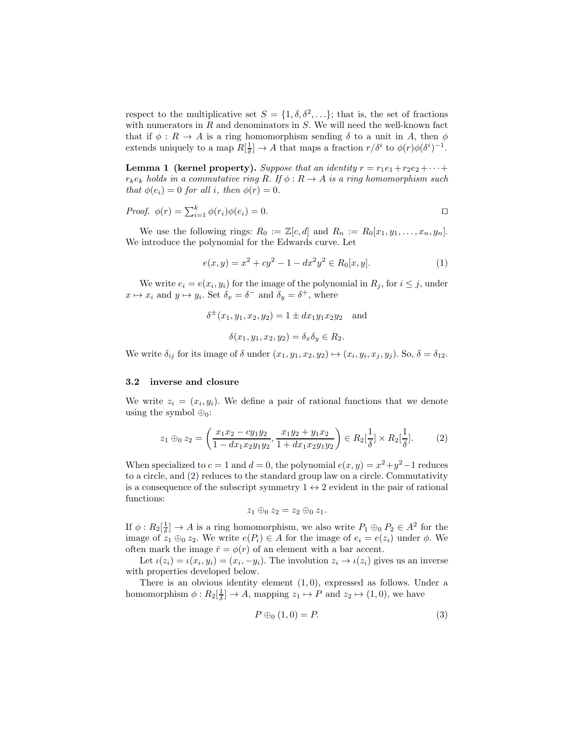respect to the multiplicative set $S = \{1, \delta, \delta^2, \ldots\}$; that is, the set of fractions with numerators in $R$ and denominators in $S$. We will need the well-known fact that if $\phi : R \to A$ is a ring homomorphism sending $\delta$ to a unit in $A$, then $\phi$ extends uniquely to a map $R[\frac{1}{\delta}] \to A$ that maps a fraction $r/\delta^i$ to $\phi(r)\phi(\delta^i)^{-1}$.

**Lemma 1 (kernel property).** *Suppose that an identity $r = r_1 e_1 + r_2 e_2 + \cdots + r_k e_k$ holds in a commutative ring $R$. If $\phi : R \to A$ is a ring homomorphism such that $\phi(e_i) = 0$ for all $i$, then $\phi(r) = 0$.*

*Proof.* $\phi(r) = \sum_{i=1}^{k} \phi(r_i)\phi(e_i) = 0$. □

We use the following rings: $R_0 := \mathbb{Z}[c, d]$ and $R_n := R_0[x_1, y_1, \ldots, x_n, y_n]$. We introduce the polynomial for the Edwards curve. Let

$$e(x, y) = x^2 + cy^2 - 1 - dx^2y^2 \in R_0[x, y]. \tag{1}$$

We write $e_i = e(x_i, y_i)$ for the image of the polynomial in $R_j$, for $i \leq j$, under $x \mapsto x_i$ and $y \mapsto y_i$. Set $\delta_x = \delta^-$ and $\delta_y = \delta^+$, where

$$\delta^{\pm}(x_1, y_1, x_2, y_2) = 1 \pm dx_1y_1x_2y_2 \quad \text{and}$$

$$\delta(x_1, y_1, x_2, y_2) = \delta_x \delta_y \in R_2.$$

We write $\delta_{ij}$ for its image of $\delta$ under $(x_1, y_1, x_2, y_2) \mapsto (x_i, y_i, x_j, y_j)$. So, $\delta = \delta_{12}$.

### 3.2 inverse and closure

We write $z_i = (x_i, y_i)$. We define a pair of rational functions that we denote using the symbol $\oplus_0$:

$$z_1 \oplus_0 z_2 = \left( \frac{x_1x_2 - cy_1y_2}{1 - dx_1x_2y_1y_2}, \frac{x_1y_2 + y_1x_2}{1 + dx_1x_2y_1y_2} \right) \in R_2[\frac{1}{\delta}] \times R_2[\frac{1}{\delta}]. \tag{2}$$

When specialized to $c = 1$ and $d = 0$, the polynomial $e(x, y) = x^2 + y^2 - 1$ reduces to a circle, and (2) reduces to the standard group law on a circle. Commutativity is a consequence of the subscript symmetry $1 \leftrightarrow 2$ evident in the pair of rational functions:

$$z_1 \oplus_0 z_2 = z_2 \oplus_0 z_1.$$

If $\phi : R_2[\frac{1}{\delta}] \to A$ is a ring homomorphism, we also write $P_1 \oplus_0 P_2 \in A^2$ for the image of $z_1 \oplus_0 z_2$. We write $e(P_i) \in A$ for the image of $e_i = e(z_i)$ under $\phi$. We often mark the image $\bar{r} = \phi(r)$ of an element with a bar accent.

Let $\iota(z_i) = \iota(x_i, y_i) = (x_i, -y_i)$. The involution $z_i \to \iota(z_i)$ gives us an inverse with properties developed below.

There is an obvious identity element $(1, 0)$, expressed as follows. Under a homomorphism $\phi : R_2[\frac{1}{\delta}] \to A$, mapping $z_1 \mapsto P$ and $z_2 \mapsto (1, 0)$, we have

$$P \oplus_0 (1, 0) = P. \tag{3}$$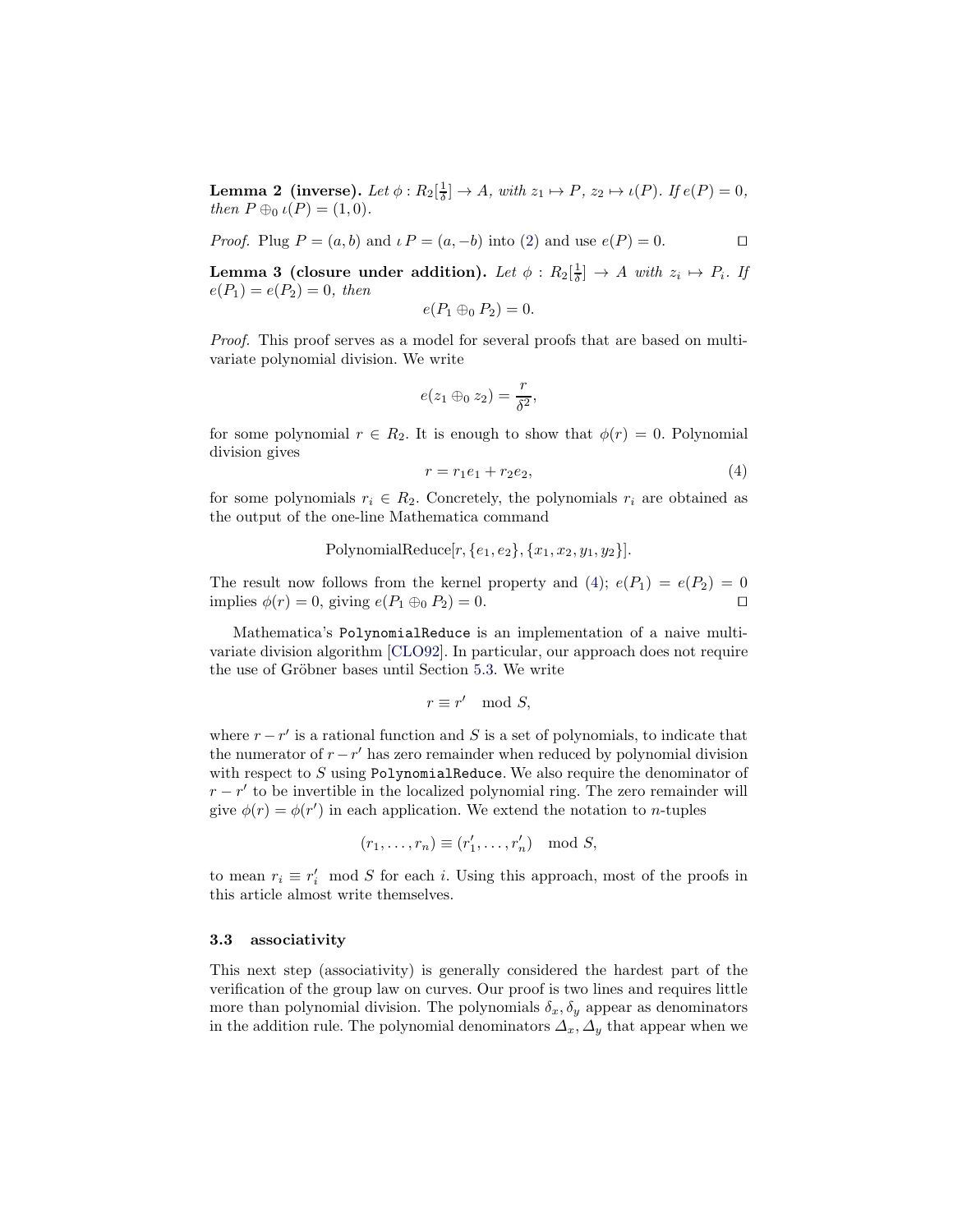**Lemma 2 (inverse).** *Let $\phi : R_2[\frac{1}{\delta}] \to A$, with $z_1 \mapsto P$, $z_2 \mapsto \iota(P)$. If $e(P) = 0$, then $P \oplus_0 \iota(P) = (1, 0)$.*

*Proof.* Plug $P = (a, b)$ and $\iota P = (a, -b)$ into (2) and use $e(P) = 0$. □

**Lemma 3 (closure under addition).** *Let $\phi : R_2[\frac{1}{\delta}] \to A$ with $z_i \mapsto P_i$. If $e(P_1) = e(P_2) = 0$, then*

$$e(P_1 \oplus_0 P_2) = 0.$$

*Proof.* This proof serves as a model for several proofs that are based on multivariate polynomial division. We write

$$e(z_1 \oplus_0 z_2) = \frac{r}{\delta^2},$$

for some polynomial $r \in R_2$. It is enough to show that $\phi(r) = 0$. Polynomial division gives

$$r = r_1 e_1 + r_2 e_2, \tag{4}$$

for some polynomials $r_i \in R_2$. Concretely, the polynomials $r_i$ are obtained as the output of the one-line Mathematica command

$$\text{PolynomialReduce}[r, \{e_1, e_2\}, \{x_1, x_2, y_1, y_2\}].$$

The result now follows from the kernel property and (4); $e(P_1) = e(P_2) = 0$ implies $\phi(r) = 0$, giving $e(P_1 \oplus_0 P_2) = 0$. □

Mathematica's `PolynomialReduce` is an implementation of a naive multivariate division algorithm [CLO92]. In particular, our approach does not require the use of Gröbner bases until Section 5.3. We write

$$r \equiv r' \mod S,$$

where $r - r'$ is a rational function and $S$ is a set of polynomials, to indicate that the numerator of $r - r'$ has zero remainder when reduced by polynomial division with respect to $S$ using `PolynomialReduce`. We also require the denominator of $r - r'$ to be invertible in the localized polynomial ring. The zero remainder will give $\phi(r) = \phi(r')$ in each application. We extend the notation to $n$-tuples

$$(r_1, \ldots, r_n) \equiv (r'_1, \ldots, r'_n) \mod S,$$

to mean $r_i \equiv r'_i \mod S$ for each $i$. Using this approach, most of the proofs in this article almost write themselves.

### 3.3 associativity

This next step (associativity) is generally considered the hardest part of the verification of the group law on curves. Our proof is two lines and requires little more than polynomial division. The polynomials $\delta_x, \delta_y$ appear as denominators in the addition rule. The polynomial denominators $\Delta_x, \Delta_y$ that appear when we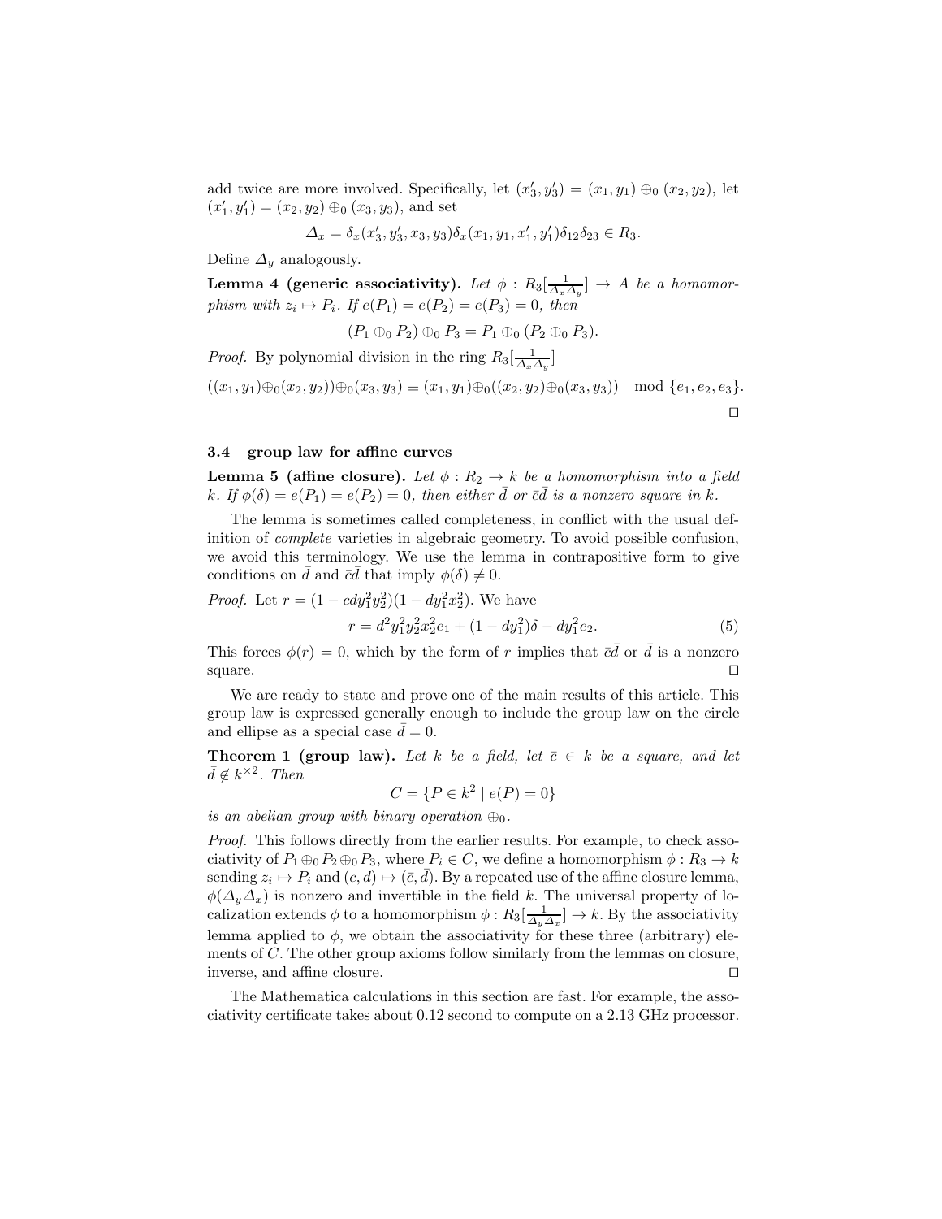add twice are more involved. Specifically, let $(x_3', y_3') = (x_1, y_1) \oplus_0 (x_2, y_2)$, let $(x_1', y_1') = (x_2, y_2) \oplus_0 (x_3, y_3)$, and set

$$\Delta_x = \delta_x(x_3', y_3', x_3, y_3)\delta_x(x_1, y_1, x_1', y_1')\delta_{12}\delta_{23} \in R_3.$$

Define $\Delta_y$ analogously.

**Lemma 4 (generic associativity).** *Let $\phi : R_3[\frac{1}{\Delta_x \Delta_y}] \to A$ be a homomorphism with $z_i \mapsto P_i$. If $e(P_1) = e(P_2) = e(P_3) = 0$, then*

$$(P_1 \oplus_0 P_2) \oplus_0 P_3 = P_1 \oplus_0 (P_2 \oplus_0 P_3).$$

*Proof.* By polynomial division in the ring $R_3[\frac{1}{\Delta_x \Delta_y}]$

$$((x_1, y_1) \oplus_0 (x_2, y_2)) \oplus_0 (x_3, y_3) \equiv (x_1, y_1) \oplus_0 ((x_2, y_2) \oplus_0 (x_3, y_3)) \mod \{e_1, e_2, e_3\}.$$

□

### 3.4 group law for affine curves

**Lemma 5 (affine closure).** *Let $\phi : R_2 \to k$ be a homomorphism into a field $k$. If $\phi(\delta) = e(P_1) = e(P_2) = 0$, then either $\bar{d}$ or $\bar{c}\bar{d}$ is a nonzero square in $k$.*

The lemma is sometimes called completeness, in conflict with the usual definition of *complete* varieties in algebraic geometry. To avoid possible confusion, we avoid this terminology. We use the lemma in contrapositive form to give conditions on $\bar{d}$ and $\bar{c}\bar{d}$ that imply $\phi(\delta) \neq 0$.

*Proof.* Let $r = (1 - cdy_1^2 y_2^2)(1 - dy_1^2 x_2^2)$. We have

$$r = d^2 y_1^2 y_2^2 x_2^2 e_1 + (1 - dy_1^2)\delta - dy_1^2 e_2. \tag{5}$$

This forces $\phi(r) = 0$, which by the form of $r$ implies that $\bar{c}\bar{d}$ or $\bar{d}$ is a nonzero square. □

We are ready to state and prove one of the main results of this article. This group law is expressed generally enough to include the group law on the circle and ellipse as a special case $\bar{d} = 0$.

**Theorem 1 (group law).** *Let $k$ be a field, let $\bar{c} \in k$ be a square, and let $\bar{d} \notin k^{\times 2}$. Then*

$$C = \{P \in k^2 \mid e(P) = 0\}$$

*is an abelian group with binary operation $\oplus_0$.*

*Proof.* This follows directly from the earlier results. For example, to check associativity of $P_1 \oplus_0 P_2 \oplus_0 P_3$, where $P_i \in C$, we define a homomorphism $\phi : R_3 \to k$ sending $z_i \mapsto P_i$ and $(c, d) \mapsto (\bar{c}, \bar{d})$. By a repeated use of the affine closure lemma, $\phi(\Delta_y \Delta_x)$ is nonzero and invertible in the field $k$. The universal property of localization extends $\phi$ to a homomorphism $\phi : R_3[\frac{1}{\Delta_y \Delta_x}] \to k$. By the associativity lemma applied to $\phi$, we obtain the associativity for these three (arbitrary) elements of $C$. The other group axioms follow similarly from the lemmas on closure, inverse, and affine closure. □

The Mathematica calculations in this section are fast. For example, the associativity certificate takes about 0.12 second to compute on a 2.13 GHz processor.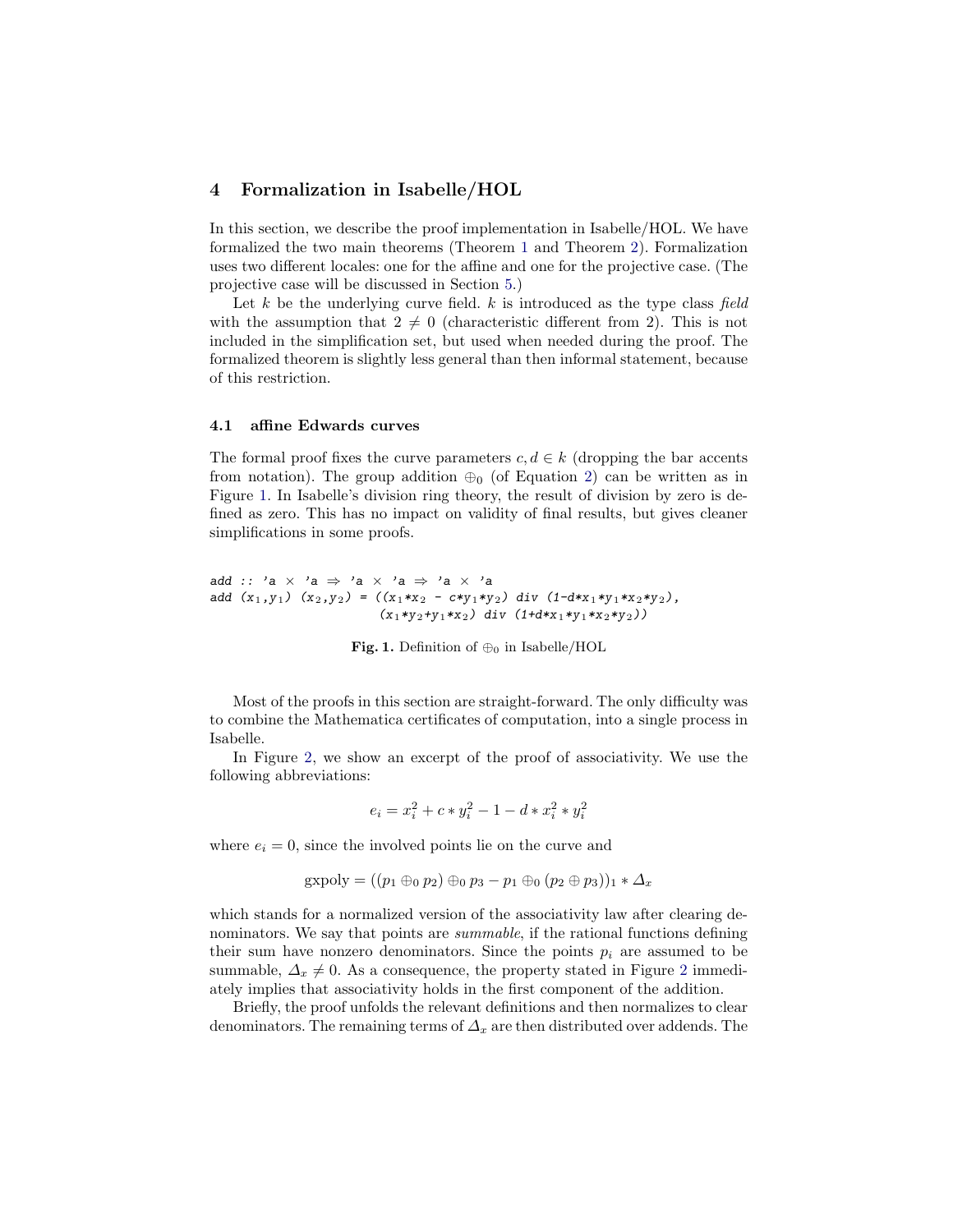## 4 Formalization in Isabelle/HOL

In this section, we describe the proof implementation in Isabelle/HOL. We have formalized the two main theorems (Theorem 1 and Theorem 2). Formalization uses two different locales: one for the affine and one for the projective case. (The projective case will be discussed in Section 5.)

Let $k$ be the underlying curve field. $k$ is introduced as the type class *field* with the assumption that $2 \neq 0$ (characteristic different from 2). This is not included in the simplification set, but used when needed during the proof. The formalized theorem is slightly less general than then informal statement, because of this restriction.

### 4.1 affine Edwards curves

The formal proof fixes the curve parameters $c, d \in k$ (dropping the bar accents from notation). The group addition $\oplus_0$ (of Equation 2) can be written as in Figure 1. In Isabelle's division ring theory, the result of division by zero is defined as zero. This has no impact on validity of final results, but gives cleaner simplifications in some proofs.

```
add :: 'a × 'a ⇒ 'a × 'a ⇒ 'a × 'a
add (x₁,y₁) (x₂,y₂) = ((x₁*x₂ - c*y₁*y₂) div (1-d*x₁*y₁*x₂*y₂),
                       (x₁*y₂+y₁*x₂) div (1+d*x₁*y₁*x₂*y₂))
```

**Fig. 1.** Definition of $\oplus_0$ in Isabelle/HOL

Most of the proofs in this section are straight-forward. The only difficulty was to combine the Mathematica certificates of computation, into a single process in Isabelle.

In Figure 2, we show an excerpt of the proof of associativity. We use the following abbreviations:

$$e_i = x_i^2 + c * y_i^2 - 1 - d * x_i^2 * y_i^2$$

where $e_i = 0$, since the involved points lie on the curve and

$$\text{gxpoly} = ((p_1 \oplus_0 p_2) \oplus_0 p_3 - p_1 \oplus_0 (p_2 \oplus p_3))_1 * \Delta_x$$

which stands for a normalized version of the associativity law after clearing denominators. We say that points are *summable*, if the rational functions defining their sum have nonzero denominators. Since the points $p_i$ are assumed to be summable, $\Delta_x \neq 0$. As a consequence, the property stated in Figure 2 immediately implies that associativity holds in the first component of the addition.

Briefly, the proof unfolds the relevant definitions and then normalizes to clear denominators. The remaining terms of $\Delta_x$ are then distributed over addends. The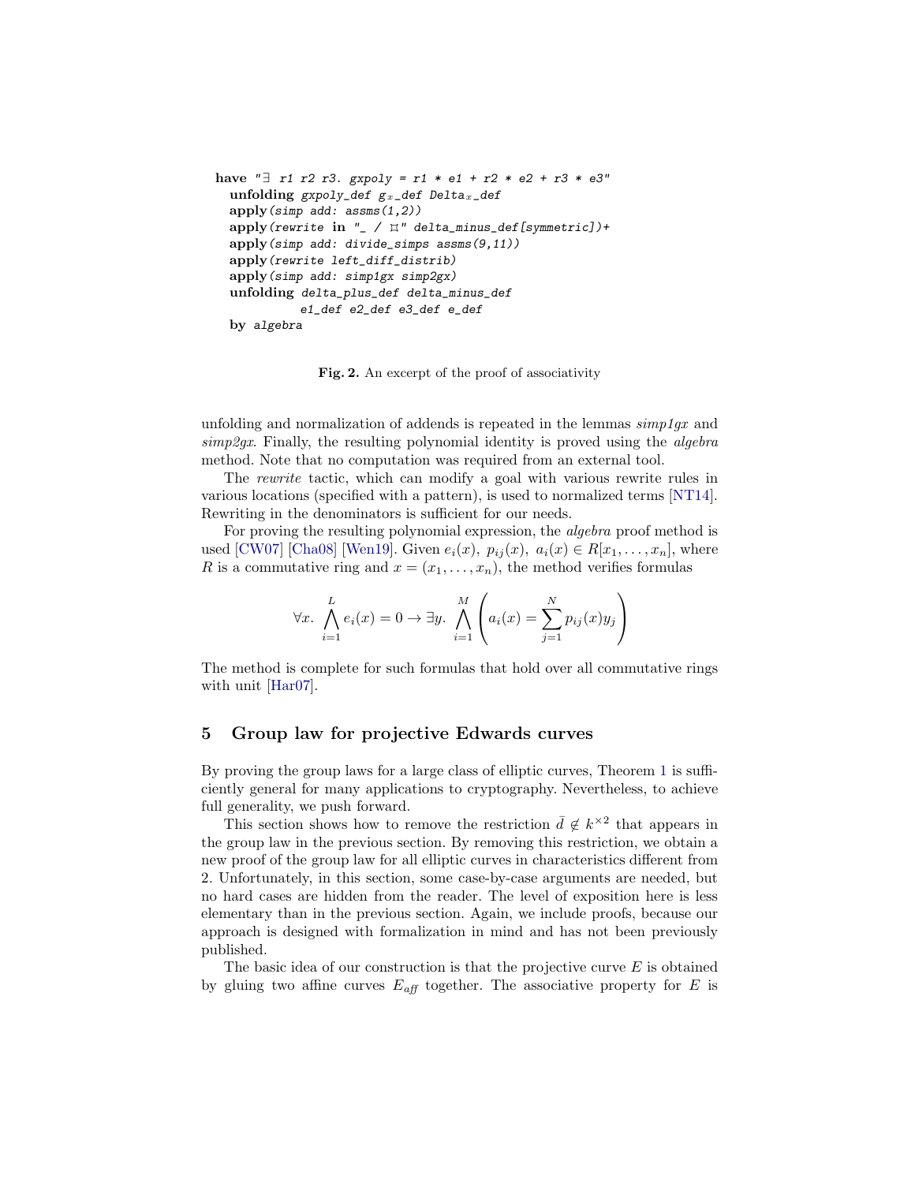```
have "∃ r1 r2 r3. gxpoly = r1 * e1 + r2 * e2 + r3 * e3"
  unfolding gxpoly_def g_x_def Delta_x_def
  apply(simp add: assms(1,2))
  apply(rewrite in "_ / ⌑" delta_minus_def[symmetric])+
  apply(simp add: divide_simps assms(9,11))
  apply(rewrite left_diff_distrib)
  apply(simp add: simp1gx simp2gx)
  unfolding delta_plus_def delta_minus_def
           e1_def e2_def e3_def e_def
  by algebra
```

**Fig. 2.** An excerpt of the proof of associativity

unfolding and normalization of addends is repeated in the lemmas *simp1gx* and *simp2gx*. Finally, the resulting polynomial identity is proved using the *algebra* method. Note that no computation was required from an external tool.

The *rewrite* tactic, which can modify a goal with various rewrite rules in various locations (specified with a pattern), is used to normalized terms [NT14]. Rewriting in the denominators is sufficient for our needs.

For proving the resulting polynomial expression, the *algebra* proof method is used [CW07] [Cha08] [Wen19]. Given $e_i(x),\ p_{ij}(x),\ a_i(x) \in R[x_1, \ldots, x_n]$, where $R$ is a commutative ring and $x = (x_1, \ldots, x_n)$, the method verifies formulas

$$\forall x.\ \bigwedge_{i=1}^{L} e_i(x) = 0 \rightarrow \exists y.\ \bigwedge_{i=1}^{M} \left( a_i(x) = \sum_{j=1}^{N} p_{ij}(x) y_j \right)$$

The method is complete for such formulas that hold over all commutative rings with unit [Har07].

## 5 Group law for projective Edwards curves

By proving the group laws for a large class of elliptic curves, Theorem 1 is sufficiently general for many applications to cryptography. Nevertheless, to achieve full generality, we push forward.

This section shows how to remove the restriction $\bar{d} \notin k^{\times 2}$ that appears in the group law in the previous section. By removing this restriction, we obtain a new proof of the group law for all elliptic curves in characteristics different from 2. Unfortunately, in this section, some case-by-case arguments are needed, but no hard cases are hidden from the reader. The level of exposition here is less elementary than in the previous section. Again, we include proofs, because our approach is designed with formalization in mind and has not been previously published.

The basic idea of our construction is that the projective curve $E$ is obtained by gluing two affine curves $E_{aff}$ together. The associative property for $E$ is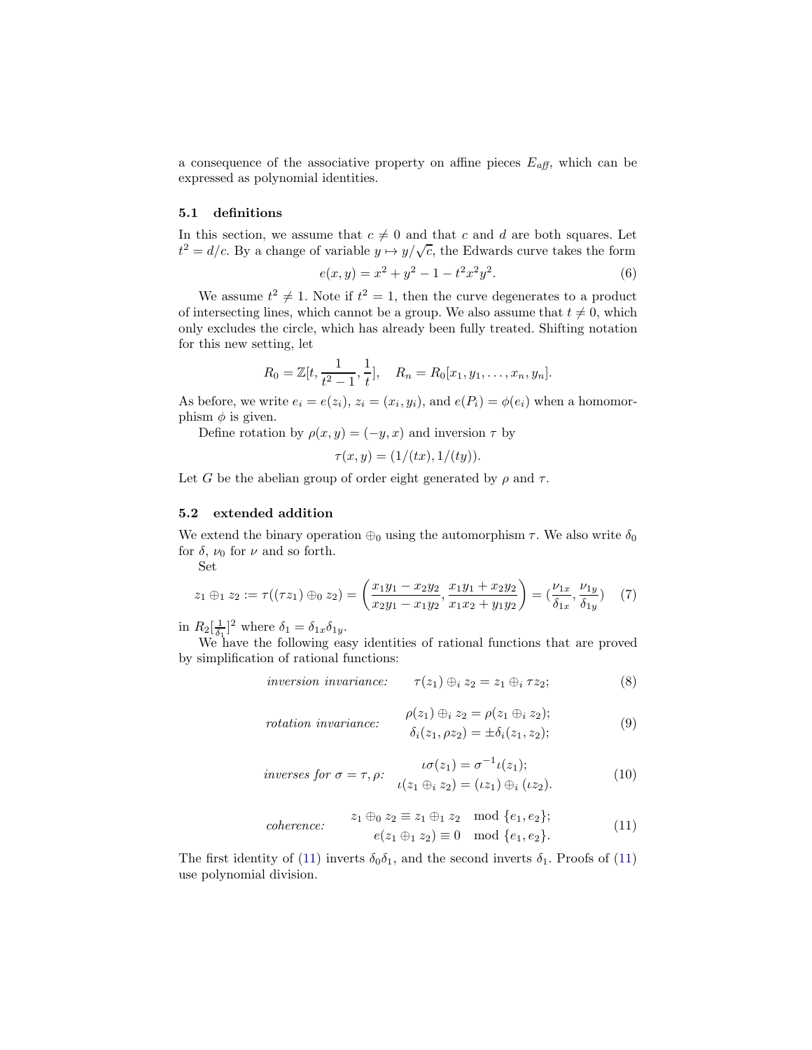a consequence of the associative property on affine pieces $E_{aff}$, which can be expressed as polynomial identities.

### 5.1 definitions

In this section, we assume that $c \neq 0$ and that $c$ and $d$ are both squares. Let $t^2 = d/c$. By a change of variable $y \mapsto y/\sqrt{c}$, the Edwards curve takes the form

$$e(x, y) = x^2 + y^2 - 1 - t^2 x^2 y^2. \tag{6}$$

We assume $t^2 \neq 1$. Note if $t^2 = 1$, then the curve degenerates to a product of intersecting lines, which cannot be a group. We also assume that $t \neq 0$, which only excludes the circle, which has already been fully treated. Shifting notation for this new setting, let

$$R_0 = \mathbb{Z}[t, \frac{1}{t^2 - 1}, \frac{1}{t}], \quad R_n = R_0[x_1, y_1, \ldots, x_n, y_n].$$

As before, we write $e_i = e(z_i)$, $z_i = (x_i, y_i)$, and $e(P_i) = \phi(e_i)$ when a homomorphism $\phi$ is given.

Define rotation by $\rho(x, y) = (-y, x)$ and inversion $\tau$ by

$$\tau(x, y) = (1/(tx), 1/(ty)).$$

Let $G$ be the abelian group of order eight generated by $\rho$ and $\tau$.

### 5.2 extended addition

We extend the binary operation $\oplus_0$ using the automorphism $\tau$. We also write $\delta_0$ for $\delta$, $\nu_0$ for $\nu$ and so forth.

Set

$$z_1 \oplus_1 z_2 := \tau((\tau z_1) \oplus_0 z_2) = \left( \frac{x_1 y_1 - x_2 y_2}{x_2 y_1 - x_1 y_2}, \frac{x_1 y_1 + x_2 y_2}{x_1 x_2 + y_1 y_2} \right) = (\frac{\nu_{1x}}{\delta_{1x}}, \frac{\nu_{1y}}{\delta_{1y}}) \tag{7}$$

in $R_2[\frac{1}{\delta_1}]^2$ where $\delta_1 = \delta_{1x}\delta_{1y}$.

We have the following easy identities of rational functions that are proved by simplification of rational functions:

$$\textit{inversion invariance:} \qquad \tau(z_1) \oplus_i z_2 = z_1 \oplus_i \tau z_2; \tag{8}$$

$$\textit{rotation invariance:} \qquad \begin{aligned} \rho(z_1) \oplus_i z_2 &= \rho(z_1 \oplus_i z_2); \\ \delta_i(z_1, \rho z_2) &= \pm \delta_i(z_1, z_2); \end{aligned} \tag{9}$$

$$\textit{inverses for } \sigma = \tau, \rho\textit{:} \qquad \begin{aligned} \iota\sigma(z_1) &= \sigma^{-1}\iota(z_1); \\ \iota(z_1 \oplus_i z_2) &= (\iota z_1) \oplus_i (\iota z_2). \end{aligned} \tag{10}$$

$$\textit{coherence:} \qquad \begin{aligned} z_1 \oplus_0 z_2 &\equiv z_1 \oplus_1 z_2 \mod \{e_1, e_2\}; \\ e(z_1 \oplus_1 z_2) &\equiv 0 \mod \{e_1, e_2\}. \end{aligned} \tag{11}$$

The first identity of (11) inverts $\delta_0\delta_1$, and the second inverts $\delta_1$. Proofs of (11) use polynomial division.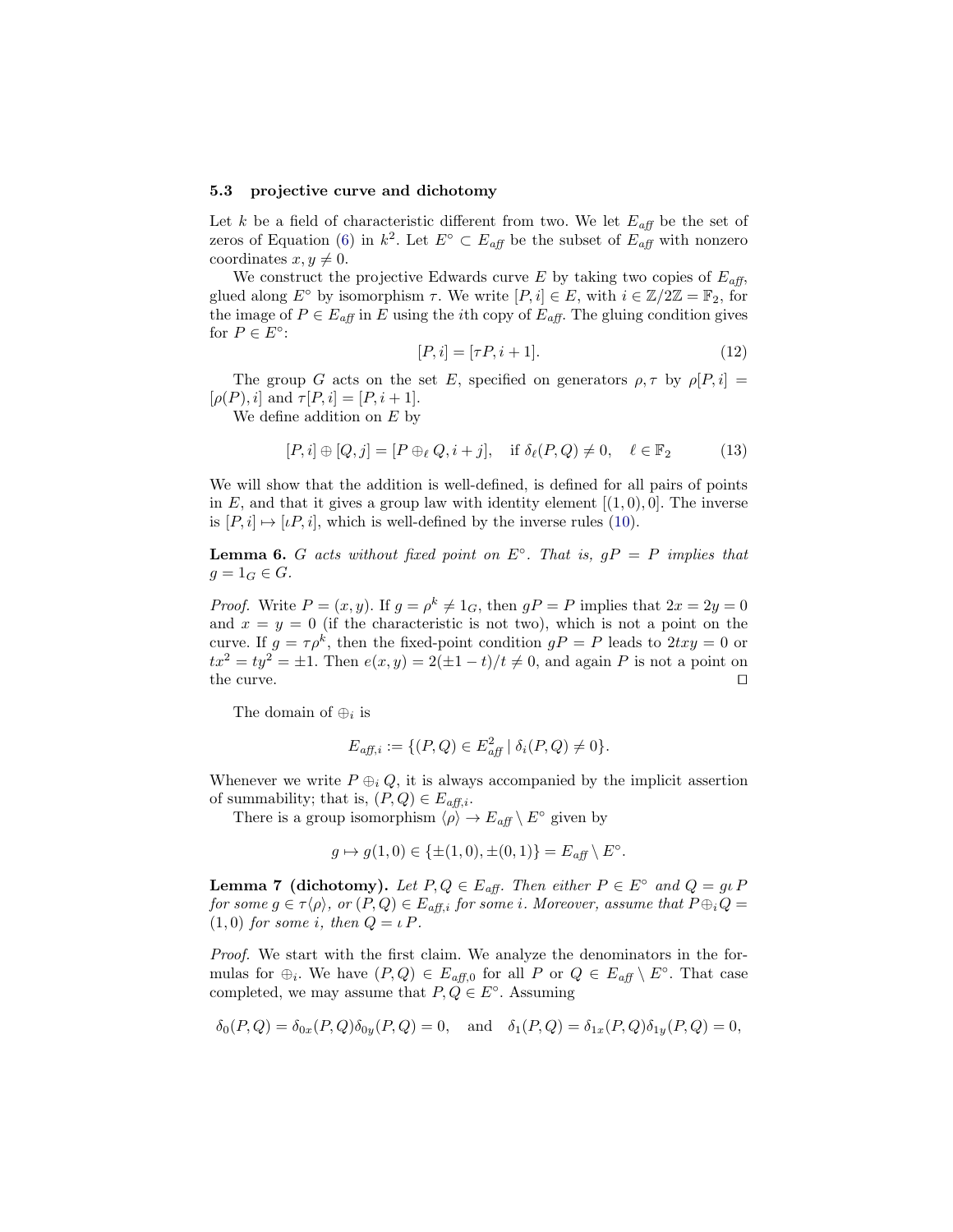### 5.3 projective curve and dichotomy

Let $k$ be a field of characteristic different from two. We let $E_{\mathit{aff}}$ be the set of zeros of Equation (6) in $k^2$. Let $E^\circ \subset E_{\mathit{aff}}$ be the subset of $E_{\mathit{aff}}$ with nonzero coordinates $x, y \neq 0$.

We construct the projective Edwards curve $E$ by taking two copies of $E_{\mathit{aff}}$, glued along $E^\circ$ by isomorphism $\tau$. We write $[P, i] \in E$, with $i \in \mathbb{Z}/2\mathbb{Z} = \mathbb{F}_2$, for the image of $P \in E_{\mathit{aff}}$ in $E$ using the $i$th copy of $E_{\mathit{aff}}$. The gluing condition gives for $P \in E^\circ$:

$$[P, i] = [\tau P, i + 1]. \tag{12}$$

The group $G$ acts on the set $E$, specified on generators $\rho, \tau$ by $\rho[P, i] = [\rho(P), i]$ and $\tau[P, i] = [P, i + 1]$.

We define addition on $E$ by

$$[P, i] \oplus [Q, j] = [P \oplus_\ell Q, i + j], \quad \text{if } \delta_\ell(P, Q) \neq 0, \quad \ell \in \mathbb{F}_2 \tag{13}$$

We will show that the addition is well-defined, is defined for all pairs of points in $E$, and that it gives a group law with identity element $[(1, 0), 0]$. The inverse is $[P, i] \mapsto [\iota P, i]$, which is well-defined by the inverse rules (10).

**Lemma 6.** *$G$ acts without fixed point on $E^\circ$. That is, $gP = P$ implies that $g = 1_G \in G$.*

*Proof.* Write $P = (x, y)$. If $g = \rho^k \neq 1_G$, then $gP = P$ implies that $2x = 2y = 0$ and $x = y = 0$ (if the characteristic is not two), which is not a point on the curve. If $g = \tau\rho^k$, then the fixed-point condition $gP = P$ leads to $2txy = 0$ or $tx^2 = ty^2 = \pm 1$. Then $e(x, y) = 2(\pm 1 - t)/t \neq 0$, and again $P$ is not a point on the curve. ◻

The domain of $\oplus_i$ is

$$E_{\mathit{aff},i} := \{(P, Q) \in E_{\mathit{aff}}^2 \mid \delta_i(P, Q) \neq 0\}.$$

Whenever we write $P \oplus_i Q$, it is always accompanied by the implicit assertion of summability; that is, $(P, Q) \in E_{\mathit{aff},i}$.

There is a group isomorphism $\langle\rho\rangle \to E_{\mathit{aff}} \setminus E^\circ$ given by

$$g \mapsto g(1, 0) \in \{\pm(1, 0), \pm(0, 1)\} = E_{\mathit{aff}} \setminus E^\circ.$$

**Lemma 7 (dichotomy).** *Let $P, Q \in E_{\mathit{aff}}$. Then either $P \in E^\circ$ and $Q = g\iota P$ for some $g \in \tau\langle\rho\rangle$, or $(P, Q) \in E_{\mathit{aff},i}$ for some $i$. Moreover, assume that $P \oplus_i Q = (1, 0)$ for some $i$, then $Q = \iota P$.*

*Proof.* We start with the first claim. We analyze the denominators in the formulas for $\oplus_i$. We have $(P, Q) \in E_{\mathit{aff},0}$ for all $P$ or $Q \in E_{\mathit{aff}} \setminus E^\circ$. That case completed, we may assume that $P, Q \in E^\circ$. Assuming

$$\delta_0(P, Q) = \delta_{0x}(P, Q)\delta_{0y}(P, Q) = 0, \quad \text{and} \quad \delta_1(P, Q) = \delta_{1x}(P, Q)\delta_{1y}(P, Q) = 0,$$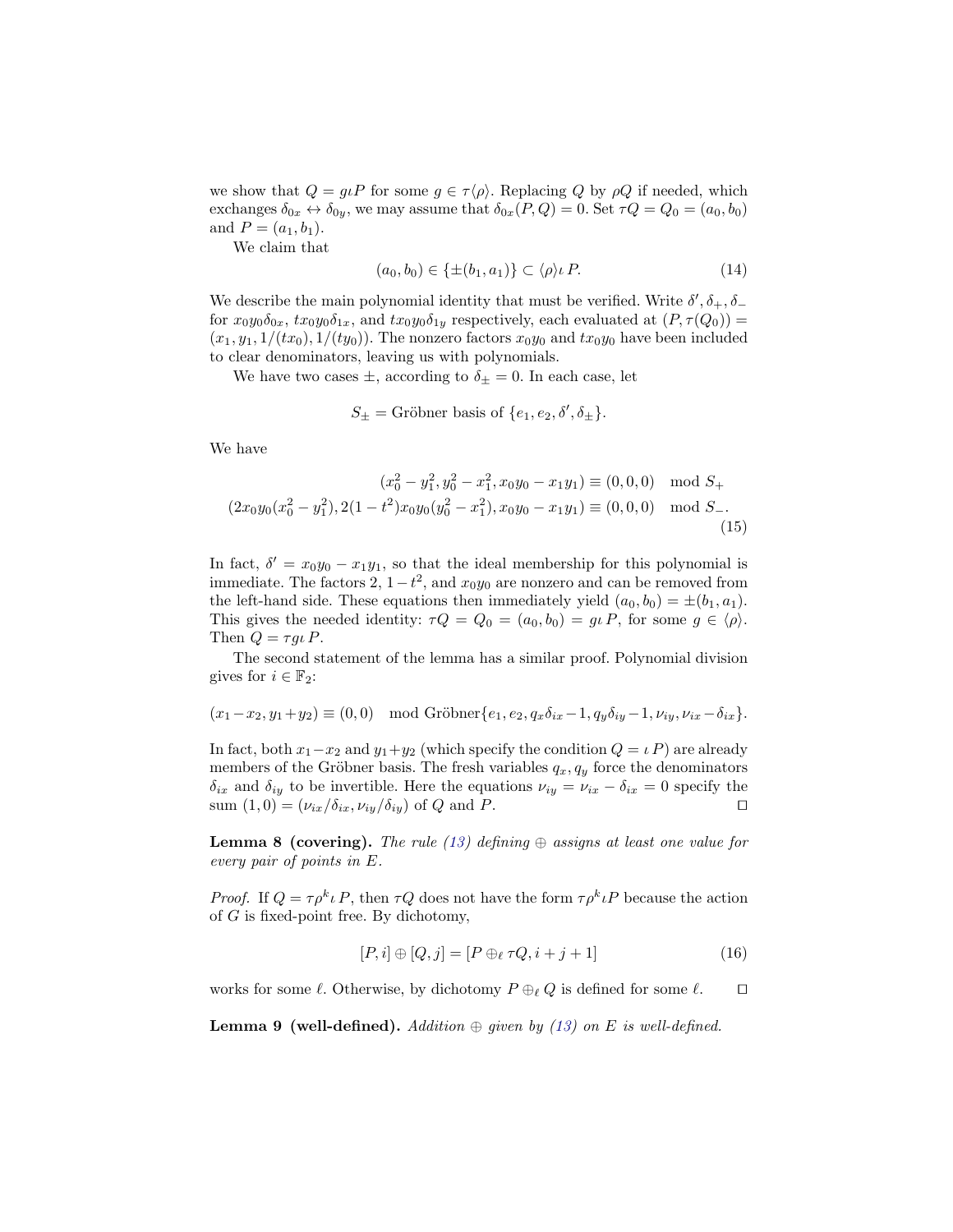we show that $Q = g\iota P$ for some $g \in \tau\langle\rho\rangle$. Replacing $Q$ by $\rho Q$ if needed, which exchanges $\delta_{0x} \leftrightarrow \delta_{0y}$, we may assume that $\delta_{0x}(P, Q) = 0$. Set $\tau Q = Q_0 = (a_0, b_0)$ and $P = (a_1, b_1)$.

We claim that

$$(a_0, b_0) \in \{\pm(b_1, a_1)\} \subset \langle\rho\rangle\iota\, P. \tag{14}$$

We describe the main polynomial identity that must be verified. Write $\delta', \delta_+, \delta_-$ for $x_0y_0\delta_{0x}$, $tx_0y_0\delta_{1x}$, and $tx_0y_0\delta_{1y}$ respectively, each evaluated at $(P, \tau(Q_0)) = (x_1, y_1, 1/(tx_0), 1/(ty_0))$. The nonzero factors $x_0y_0$ and $tx_0y_0$ have been included to clear denominators, leaving us with polynomials.

We have two cases $\pm$, according to $\delta_\pm = 0$. In each case, let

$$S_\pm = \text{Gröbner basis of } \{e_1, e_2, \delta', \delta_\pm\}.$$

We have

$$\begin{aligned}
(x_0^2 - y_1^2, y_0^2 - x_1^2, x_0y_0 - x_1y_1) &\equiv (0, 0, 0) \mod S_+ \\
(2x_0y_0(x_0^2 - y_1^2), 2(1-t^2)x_0y_0(y_0^2 - x_1^2), x_0y_0 - x_1y_1) &\equiv (0, 0, 0) \mod S_-.
\end{aligned} \tag{15}$$

In fact, $\delta' = x_0y_0 - x_1y_1$, so that the ideal membership for this polynomial is immediate. The factors $2$, $1 - t^2$, and $x_0y_0$ are nonzero and can be removed from the left-hand side. These equations then immediately yield $(a_0, b_0) = \pm(b_1, a_1)$. This gives the needed identity: $\tau Q = Q_0 = (a_0, b_0) = g\iota\, P$, for some $g \in \langle\rho\rangle$. Then $Q = \tau g\iota\, P$.

The second statement of the lemma has a similar proof. Polynomial division gives for $i \in \mathbb{F}_2$:

$$(x_1 - x_2, y_1 + y_2) \equiv (0, 0) \mod \text{Gröbner}\{e_1, e_2, q_x\delta_{ix} - 1, q_y\delta_{iy} - 1, \nu_{iy}, \nu_{ix} - \delta_{ix}\}.$$

In fact, both $x_1 - x_2$ and $y_1 + y_2$ (which specify the condition $Q = \iota\, P$) are already members of the Gröbner basis. The fresh variables $q_x, q_y$ force the denominators $\delta_{ix}$ and $\delta_{iy}$ to be invertible. Here the equations $\nu_{iy} = \nu_{ix} - \delta_{ix} = 0$ specify the sum $(1, 0) = (\nu_{ix}/\delta_{ix}, \nu_{iy}/\delta_{iy})$ of $Q$ and $P$. □

**Lemma 8 (covering).** *The rule (13) defining $\oplus$ assigns at least one value for every pair of points in $E$.*

*Proof.* If $Q = \tau\rho^k\iota\, P$, then $\tau Q$ does not have the form $\tau\rho^k\iota P$ because the action of $G$ is fixed-point free. By dichotomy,

$$[P, i] \oplus [Q, j] = [P \oplus_\ell \tau Q, i + j + 1] \tag{16}$$

works for some $\ell$. Otherwise, by dichotomy $P \oplus_\ell Q$ is defined for some $\ell$. □

**Lemma 9 (well-defined).** *Addition $\oplus$ given by (13) on $E$ is well-defined.*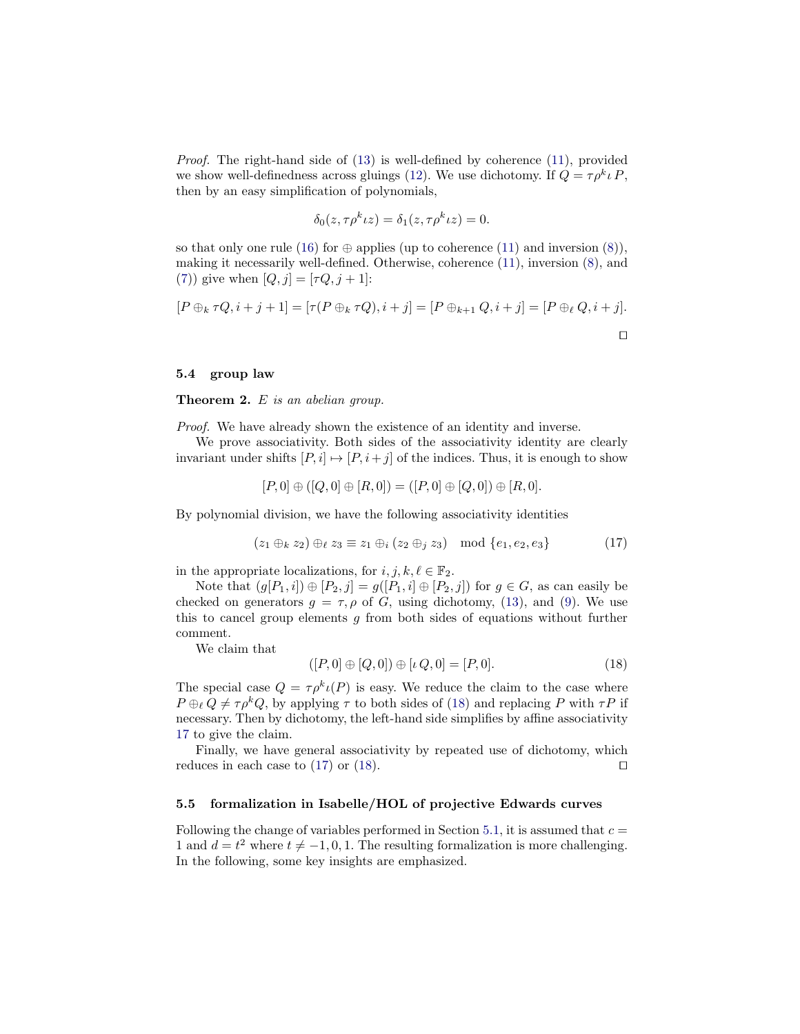*Proof.* The right-hand side of (13) is well-defined by coherence (11), provided we show well-definedness across gluings (12). We use dichotomy. If $Q = \tau\rho^k\iota\, P$, then by an easy simplification of polynomials,

$$\delta_0(z, \tau\rho^k\iota z) = \delta_1(z, \tau\rho^k\iota z) = 0.$$

so that only one rule (16) for $\oplus$ applies (up to coherence (11) and inversion (8)), making it necessarily well-defined. Otherwise, coherence (11), inversion (8), and (7)) give when $[Q, j] = [\tau Q, j+1]$:

$$[P \oplus_k \tau Q, i+j+1] = [\tau(P \oplus_k \tau Q), i+j] = [P \oplus_{k+1} Q, i+j] = [P \oplus_\ell Q, i+j].$$

□

### 5.4 group law

**Theorem 2.** *$E$ is an abelian group.*

*Proof.* We have already shown the existence of an identity and inverse.

We prove associativity. Both sides of the associativity identity are clearly invariant under shifts $[P, i] \mapsto [P, i+j]$ of the indices. Thus, it is enough to show

$$[P, 0] \oplus ([Q, 0] \oplus [R, 0]) = ([P, 0] \oplus [Q, 0]) \oplus [R, 0].$$

By polynomial division, we have the following associativity identities

$$(z_1 \oplus_k z_2) \oplus_\ell z_3 \equiv z_1 \oplus_i (z_2 \oplus_j z_3) \mod \{e_1, e_2, e_3\} \tag{17}$$

in the appropriate localizations, for $i, j, k, \ell \in \mathbb{F}_2$.

Note that $(g[P_1, i]) \oplus [P_2, j] = g([P_1, i] \oplus [P_2, j])$ for $g \in G$, as can easily be checked on generators $g = \tau, \rho$ of $G$, using dichotomy, (13), and (9). We use this to cancel group elements $g$ from both sides of equations without further comment.

We claim that

$$([P, 0] \oplus [Q, 0]) \oplus [\iota\, Q, 0] = [P, 0]. \tag{18}$$

The special case $Q = \tau\rho^k\iota(P)$ is easy. We reduce the claim to the case where $P \oplus_\ell Q \neq \tau\rho^k Q$, by applying $\tau$ to both sides of (18) and replacing $P$ with $\tau P$ if necessary. Then by dichotomy, the left-hand side simplifies by affine associativity 17 to give the claim.

Finally, we have general associativity by repeated use of dichotomy, which reduces in each case to (17) or (18). □

### 5.5 formalization in Isabelle/HOL of projective Edwards curves

Following the change of variables performed in Section 5.1, it is assumed that $c = 1$ and $d = t^2$ where $t \neq -1, 0, 1$. The resulting formalization is more challenging. In the following, some key insights are emphasized.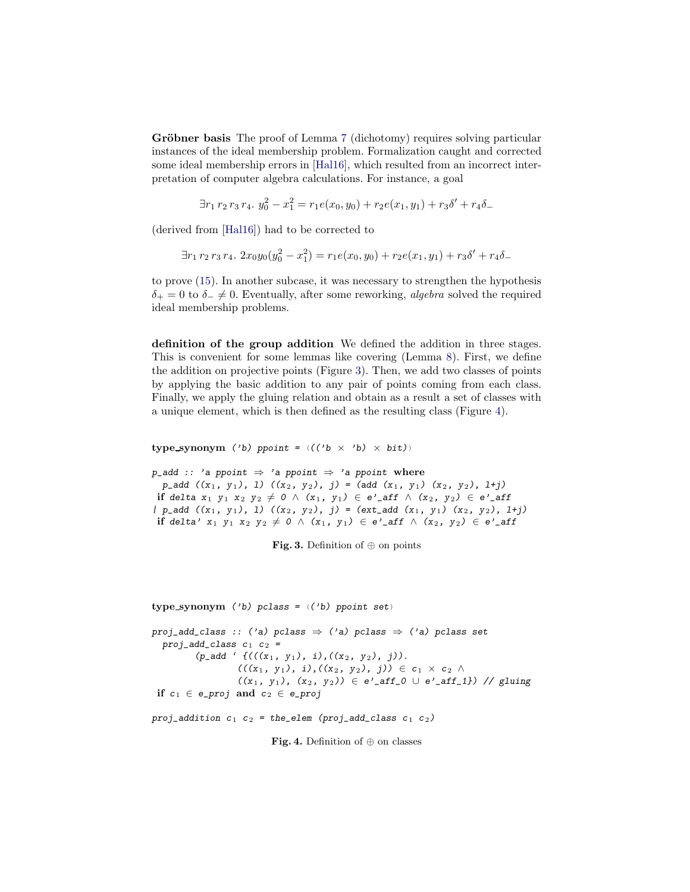**Gröbner basis** The proof of Lemma 7 (dichotomy) requires solving particular instances of the ideal membership problem. Formalization caught and corrected some ideal membership errors in [Hal16], which resulted from an incorrect interpretation of computer algebra calculations. For instance, a goal

$$\exists r_1\, r_2\, r_3\, r_4.\; y_0^2 - x_1^2 = r_1 e(x_0, y_0) + r_2 e(x_1, y_1) + r_3 \delta' + r_4 \delta_-$$

(derived from [Hal16]) had to be corrected to

$$\exists r_1\, r_2\, r_3\, r_4.\; 2x_0 y_0 (y_0^2 - x_1^2) = r_1 e(x_0, y_0) + r_2 e(x_1, y_1) + r_3 \delta' + r_4 \delta_-$$

to prove (15). In another subcase, it was necessary to strengthen the hypothesis $\delta_+ = 0$ to $\delta_- \neq 0$. Eventually, after some reworking, *algebra* solved the required ideal membership problems.

**definition of the group addition** We defined the addition in three stages. This is convenient for some lemmas like covering (Lemma 8). First, we define the addition on projective points (Figure 3). Then, we add two classes of points by applying the basic addition to any pair of points coming from each class. Finally, we apply the gluing relation and obtain as a result a set of classes with a unique element, which is then defined as the resulting class (Figure 4).

```
type_synonym ('b) ppoint = ⟨(('b × 'b) × bit)⟩

p_add :: 'a ppoint ⇒ 'a ppoint ⇒ 'a ppoint where
  p_add ((x₁, y₁), l) ((x₂, y₂), j) = (add (x₁, y₁) (x₂, y₂), l+j)
 if delta x₁ y₁ x₂ y₂ ≠ 0 ∧ (x₁, y₁) ∈ e'_aff ∧ (x₂, y₂) ∈ e'_aff
| p_add ((x₁, y₁), l) ((x₂, y₂), j) = (ext_add (x₁, y₁) (x₂, y₂), l+j)
 if delta' x₁ y₁ x₂ y₂ ≠ 0 ∧ (x₁, y₁) ∈ e'_aff ∧ (x₂, y₂) ∈ e'_aff
```

**Fig. 3.** Definition of $\oplus$ on points

```
type_synonym ('b) pclass = ⟨('b) ppoint set⟩

proj_add_class :: ('a) pclass ⇒ ('a) pclass ⇒ ('a) pclass set
  proj_add_class c₁ c₂ =
        (p_add ‘ {(((x₁, y₁), i),((x₂, y₂), j)).
                (((x₁, y₁), i),((x₂, y₂), j)) ∈ c₁ × c₂ ∧
                ((x₁, y₁), (x₂, y₂)) ∈ e'_aff_0 ∪ e'_aff_1}) // gluing
 if c₁ ∈ e_proj and c₂ ∈ e_proj

proj_addition c₁ c₂ = the_elem (proj_add_class c₁ c₂)
```

**Fig. 4.** Definition of $\oplus$ on classes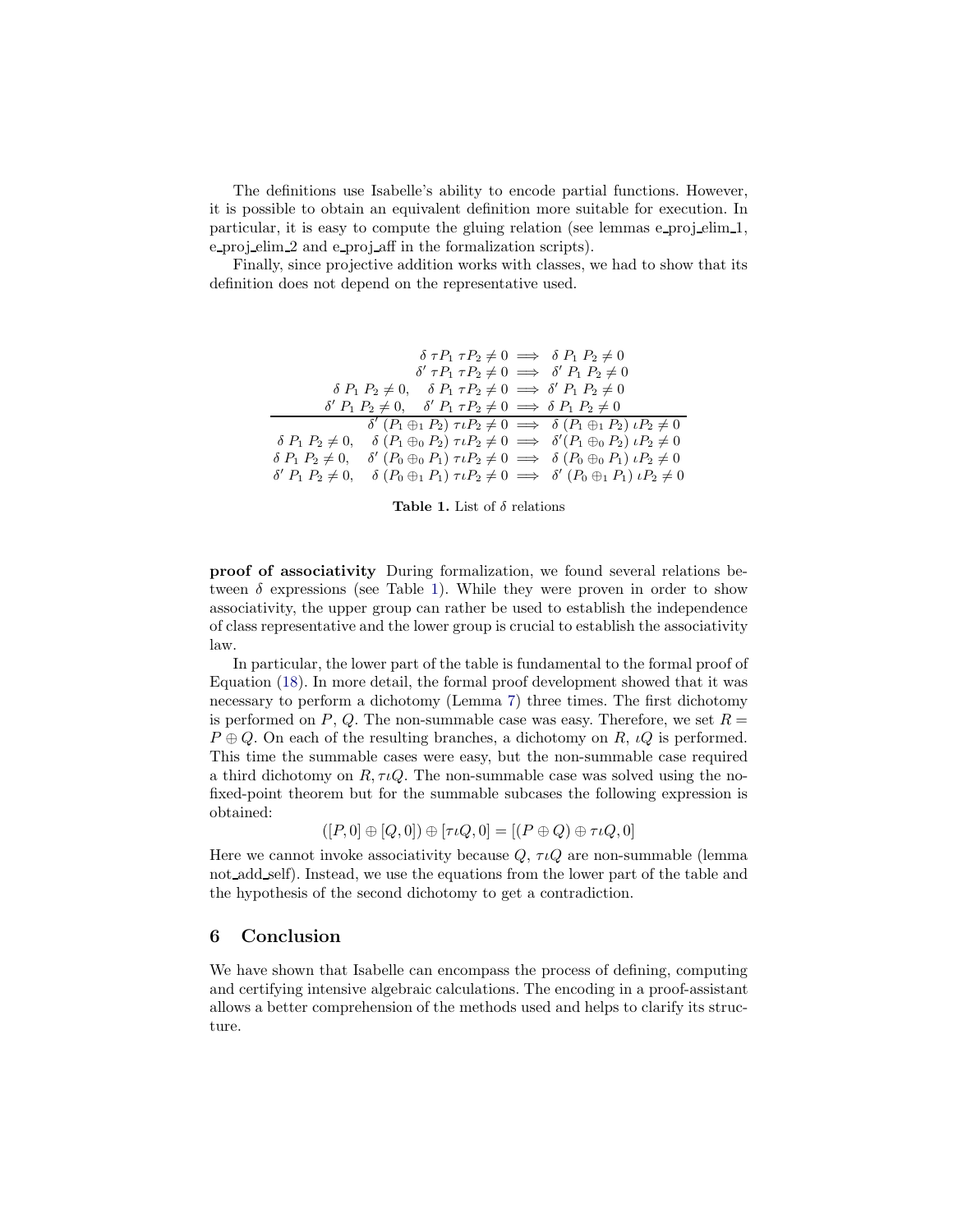The definitions use Isabelle's ability to encode partial functions. However, it is possible to obtain an equivalent definition more suitable for execution. In particular, it is easy to compute the gluing relation (see lemmas e_proj_elim_1, e_proj_elim_2 and e_proj_aff in the formalization scripts).

Finally, since projective addition works with classes, we had to show that its definition does not depend on the representative used.

| Hypotheses | Premise | | Conclusion |
|---|---|---|---|
| | $\delta\ \tau P_1\ \tau P_2 \neq 0$ | $\implies$ | $\delta\ P_1\ P_2 \neq 0$ |
| | $\delta'\ \tau P_1\ \tau P_2 \neq 0$ | $\implies$ | $\delta'\ P_1\ P_2 \neq 0$ |
| $\delta\ P_1\ P_2 \neq 0,$ | $\delta\ P_1\ \tau P_2 \neq 0$ | $\implies$ | $\delta'\ P_1\ P_2 \neq 0$ |
| $\delta'\ P_1\ P_2 \neq 0,$ | $\delta'\ P_1\ \tau P_2 \neq 0$ | $\implies$ | $\delta\ P_1\ P_2 \neq 0$ |
| | $\delta'\ (P_1 \oplus_1 P_2)\ \tau\iota P_2 \neq 0$ | $\implies$ | $\delta\ (P_1 \oplus_1 P_2)\ \iota P_2 \neq 0$ |
| $\delta\ P_1\ P_2 \neq 0,$ | $\delta\ (P_1 \oplus_0 P_2)\ \tau\iota P_2 \neq 0$ | $\implies$ | $\delta'(P_1 \oplus_0 P_2)\ \iota P_2 \neq 0$ |
| $\delta\ P_1\ P_2 \neq 0,$ | $\delta'\ (P_0 \oplus_0 P_1)\ \tau\iota P_2 \neq 0$ | $\implies$ | $\delta\ (P_0 \oplus_0 P_1)\ \iota P_2 \neq 0$ |
| $\delta'\ P_1\ P_2 \neq 0,$ | $\delta\ (P_0 \oplus_1 P_1)\ \tau\iota P_2 \neq 0$ | $\implies$ | $\delta'\ (P_0 \oplus_1 P_1)\ \iota P_2 \neq 0$ |

**Table 1.** List of $\delta$ relations

**proof of associativity** During formalization, we found several relations between $\delta$ expressions (see Table 1). While they were proven in order to show associativity, the upper group can rather be used to establish the independence of class representative and the lower group is crucial to establish the associativity law.

In particular, the lower part of the table is fundamental to the formal proof of Equation (18). In more detail, the formal proof development showed that it was necessary to perform a dichotomy (Lemma 7) three times. The first dichotomy is performed on $P$, $Q$. The non-summable case was easy. Therefore, we set $R = P \oplus Q$. On each of the resulting branches, a dichotomy on $R$, $\iota Q$ is performed. This time the summable cases were easy, but the non-summable case required a third dichotomy on $R, \tau\iota Q$. The non-summable case was solved using the no-fixed-point theorem but for the summable subcases the following expression is obtained:

$$([P, 0] \oplus [Q, 0]) \oplus [\tau\iota Q, 0] = [(P \oplus Q) \oplus \tau\iota Q, 0]$$

Here we cannot invoke associativity because $Q$, $\tau\iota Q$ are non-summable (lemma not_add_self). Instead, we use the equations from the lower part of the table and the hypothesis of the second dichotomy to get a contradiction.

## 6 Conclusion

We have shown that Isabelle can encompass the process of defining, computing and certifying intensive algebraic calculations. The encoding in a proof-assistant allows a better comprehension of the methods used and helps to clarify its structure.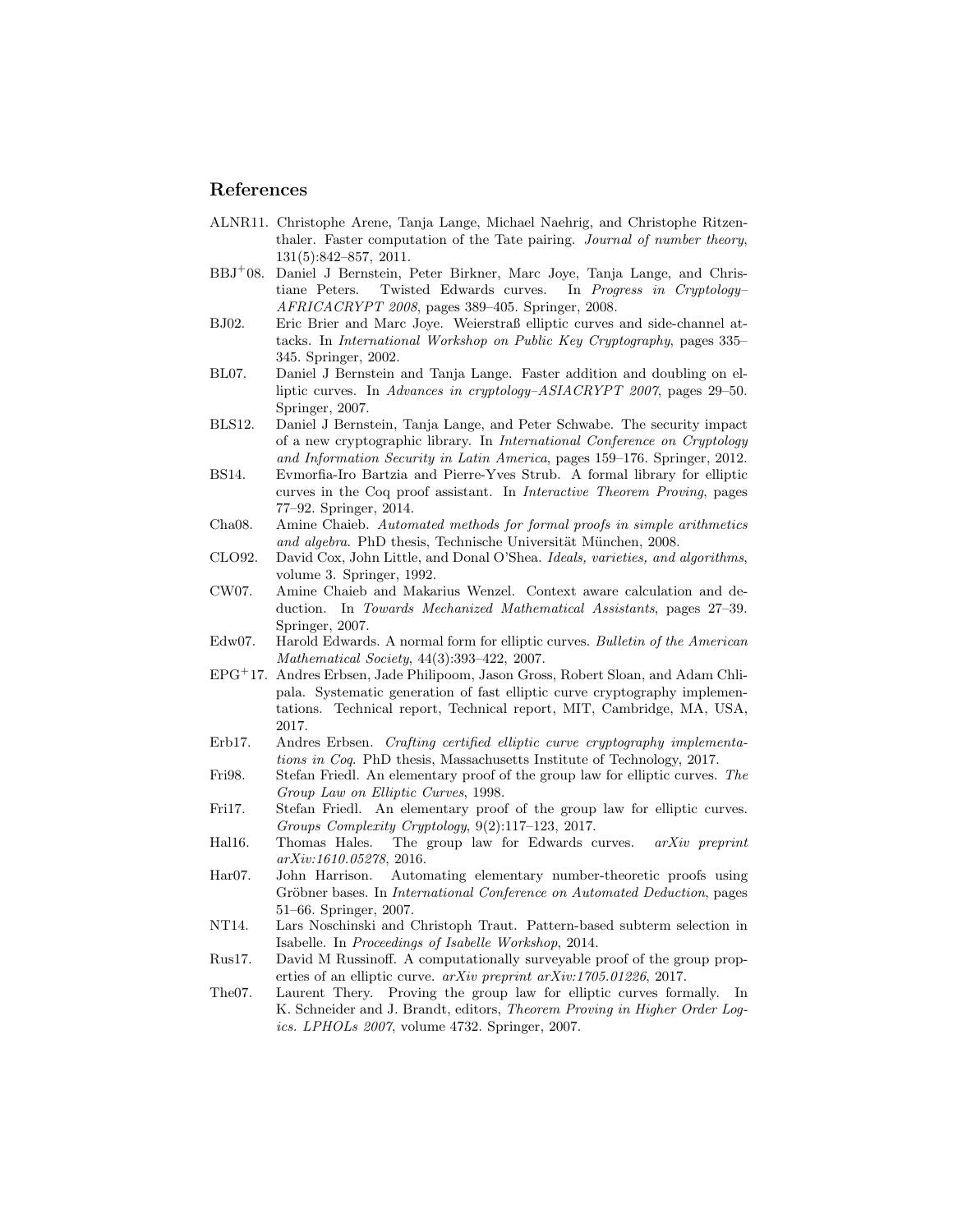## References

- ALNR11. Christophe Arene, Tanja Lange, Michael Naehrig, and Christophe Ritzenthaler. Faster computation of the Tate pairing. *Journal of number theory*, 131(5):842–857, 2011.
- BBJ+08. Daniel J Bernstein, Peter Birkner, Marc Joye, Tanja Lange, and Christiane Peters. Twisted Edwards curves. In *Progress in Cryptology–AFRICACRYPT 2008*, pages 389–405. Springer, 2008.
- BJ02. Eric Brier and Marc Joye. Weierstraß elliptic curves and side-channel attacks. In *International Workshop on Public Key Cryptography*, pages 335–345. Springer, 2002.
- BL07. Daniel J Bernstein and Tanja Lange. Faster addition and doubling on elliptic curves. In *Advances in cryptology–ASIACRYPT 2007*, pages 29–50. Springer, 2007.
- BLS12. Daniel J Bernstein, Tanja Lange, and Peter Schwabe. The security impact of a new cryptographic library. In *International Conference on Cryptology and Information Security in Latin America*, pages 159–176. Springer, 2012.
- BS14. Evmorfia-Iro Bartzia and Pierre-Yves Strub. A formal library for elliptic curves in the Coq proof assistant. In *Interactive Theorem Proving*, pages 77–92. Springer, 2014.
- Cha08. Amine Chaieb. *Automated methods for formal proofs in simple arithmetics and algebra*. PhD thesis, Technische Universität München, 2008.
- CLO92. David Cox, John Little, and Donal O'Shea. *Ideals, varieties, and algorithms*, volume 3. Springer, 1992.
- CW07. Amine Chaieb and Makarius Wenzel. Context aware calculation and deduction. In *Towards Mechanized Mathematical Assistants*, pages 27–39. Springer, 2007.
- Edw07. Harold Edwards. A normal form for elliptic curves. *Bulletin of the American Mathematical Society*, 44(3):393–422, 2007.
- EPG+17. Andres Erbsen, Jade Philipoom, Jason Gross, Robert Sloan, and Adam Chlipala. Systematic generation of fast elliptic curve cryptography implementations. Technical report, Technical report, MIT, Cambridge, MA, USA, 2017.
- Erb17. Andres Erbsen. *Crafting certified elliptic curve cryptography implementations in Coq*. PhD thesis, Massachusetts Institute of Technology, 2017.
- Fri98. Stefan Friedl. An elementary proof of the group law for elliptic curves. *The Group Law on Elliptic Curves*, 1998.
- Fri17. Stefan Friedl. An elementary proof of the group law for elliptic curves. *Groups Complexity Cryptology*, 9(2):117–123, 2017.
- Hal16. Thomas Hales. The group law for Edwards curves. *arXiv preprint arXiv:1610.05278*, 2016.
- Har07. John Harrison. Automating elementary number-theoretic proofs using Gröbner bases. In *International Conference on Automated Deduction*, pages 51–66. Springer, 2007.
- NT14. Lars Noschinski and Christoph Traut. Pattern-based subterm selection in Isabelle. In *Proceedings of Isabelle Workshop*, 2014.
- Rus17. David M Russinoff. A computationally surveyable proof of the group properties of an elliptic curve. *arXiv preprint arXiv:1705.01226*, 2017.
- The07. Laurent Thery. Proving the group law for elliptic curves formally. In K. Schneider and J. Brandt, editors, *Theorem Proving in Higher Order Logics. LPHOLs 2007*, volume 4732. Springer, 2007.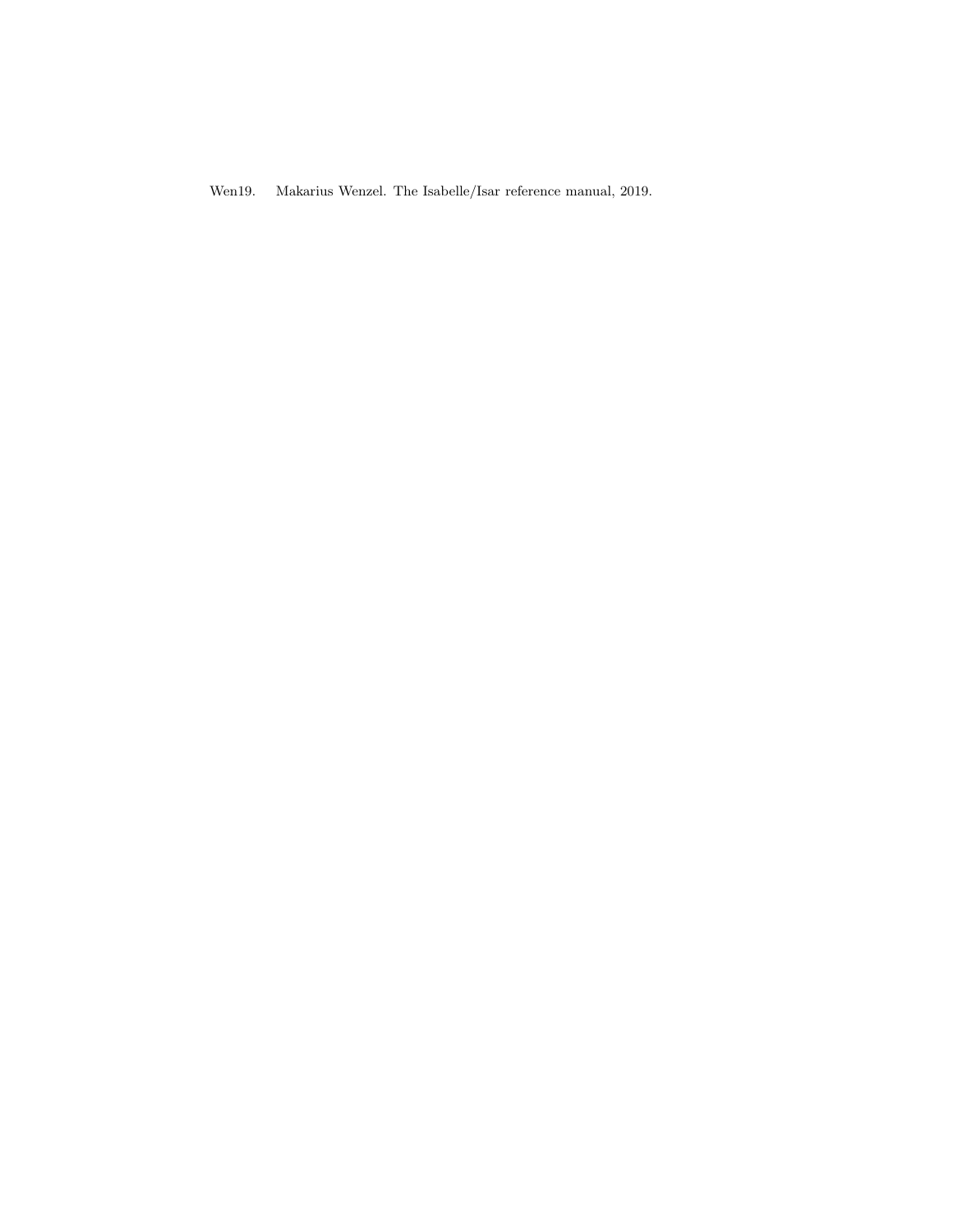Wen19. Makarius Wenzel. The Isabelle/Isar reference manual, 2019.